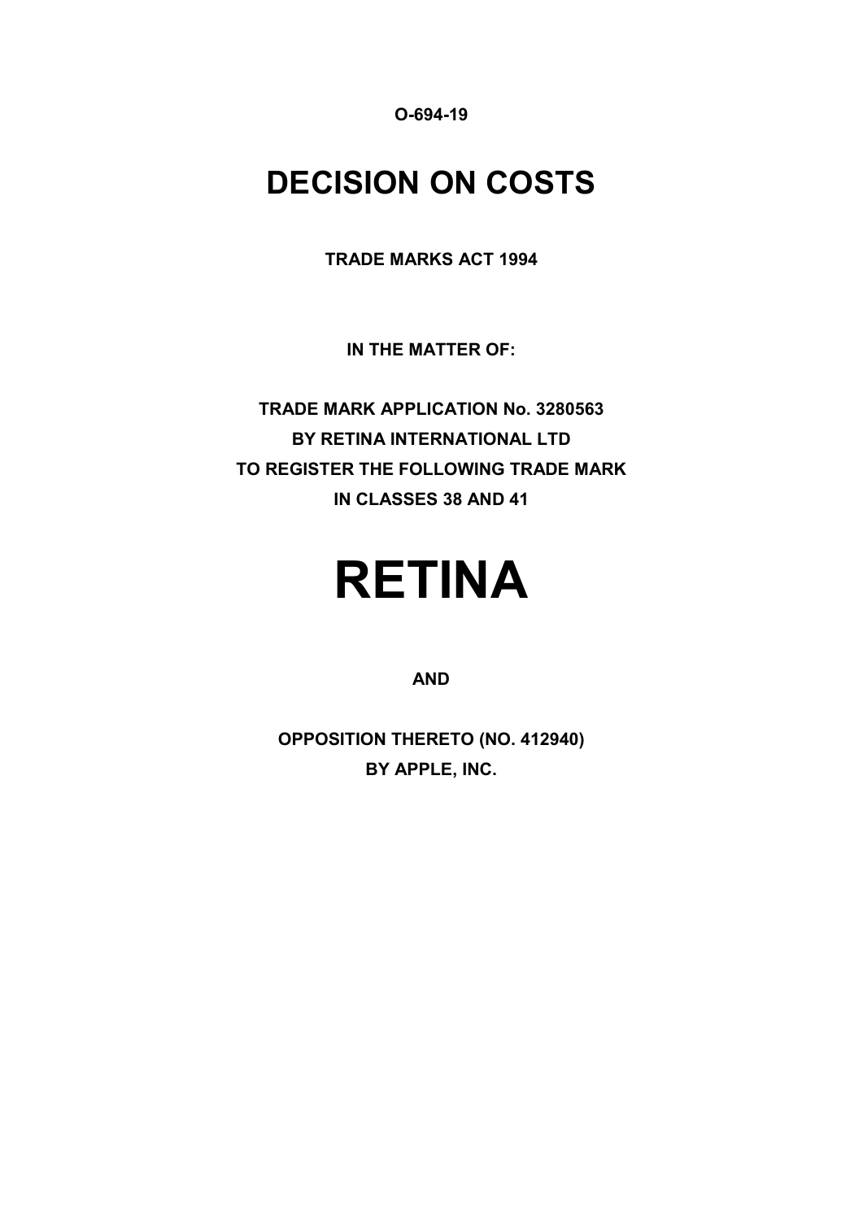**O-694-19**

# DECISION ON COSTS

**TRADE MARKS ACT 1994**

**IN THE MATTER OF:**

**TRADE MARK APPLICATION No. 3280563**
**BY RETINA INTERNATIONAL LTD**
**TO REGISTER THE FOLLOWING TRADE MARK**
**IN CLASSES 38 AND 41**

# RETINA

**AND**

**OPPOSITION THERETO (NO. 412940)**
**BY APPLE, INC.**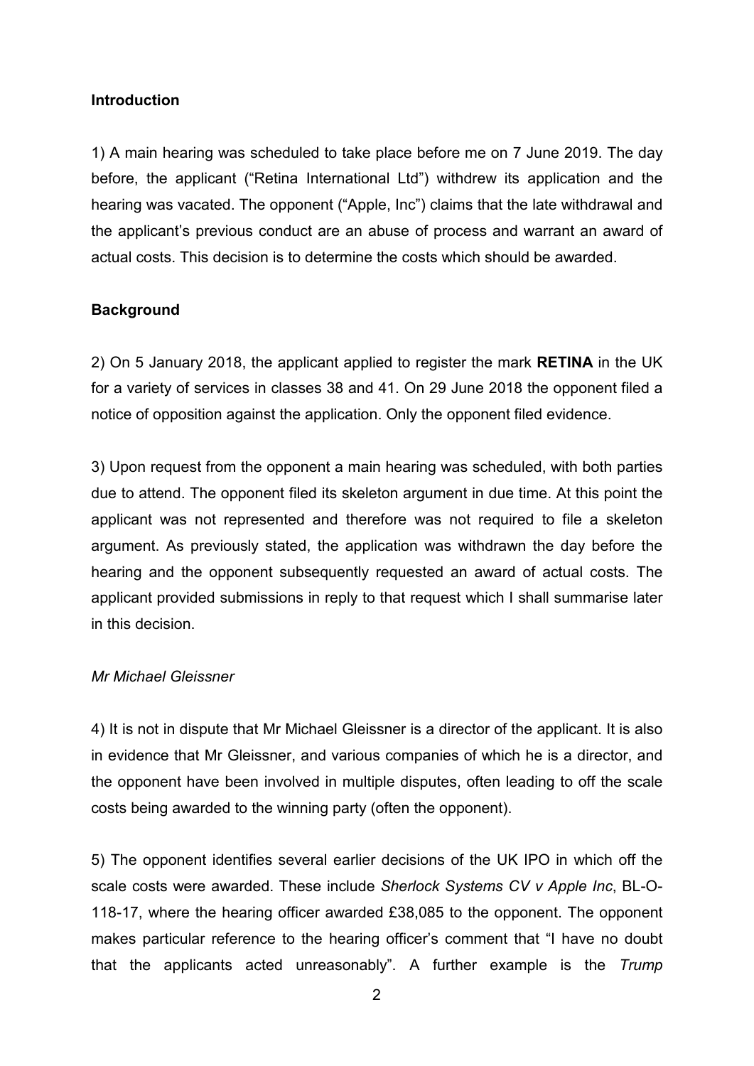## Introduction

1) A main hearing was scheduled to take place before me on 7 June 2019. The day before, the applicant ("Retina International Ltd") withdrew its application and the hearing was vacated. The opponent ("Apple, Inc") claims that the late withdrawal and the applicant's previous conduct are an abuse of process and warrant an award of actual costs. This decision is to determine the costs which should be awarded.

## Background

2) On 5 January 2018, the applicant applied to register the mark **RETINA** in the UK for a variety of services in classes 38 and 41. On 29 June 2018 the opponent filed a notice of opposition against the application. Only the opponent filed evidence.

3) Upon request from the opponent a main hearing was scheduled, with both parties due to attend. The opponent filed its skeleton argument in due time. At this point the applicant was not represented and therefore was not required to file a skeleton argument. As previously stated, the application was withdrawn the day before the hearing and the opponent subsequently requested an award of actual costs. The applicant provided submissions in reply to that request which I shall summarise later in this decision.

### *Mr Michael Gleissner*

4) It is not in dispute that Mr Michael Gleissner is a director of the applicant. It is also in evidence that Mr Gleissner, and various companies of which he is a director, and the opponent have been involved in multiple disputes, often leading to off the scale costs being awarded to the winning party (often the opponent).

5) The opponent identifies several earlier decisions of the UK IPO in which off the scale costs were awarded. These include *Sherlock Systems CV v Apple Inc*, BL-O-118-17, where the hearing officer awarded £38,085 to the opponent. The opponent makes particular reference to the hearing officer's comment that "I have no doubt that the applicants acted unreasonably". A further example is the *Trump*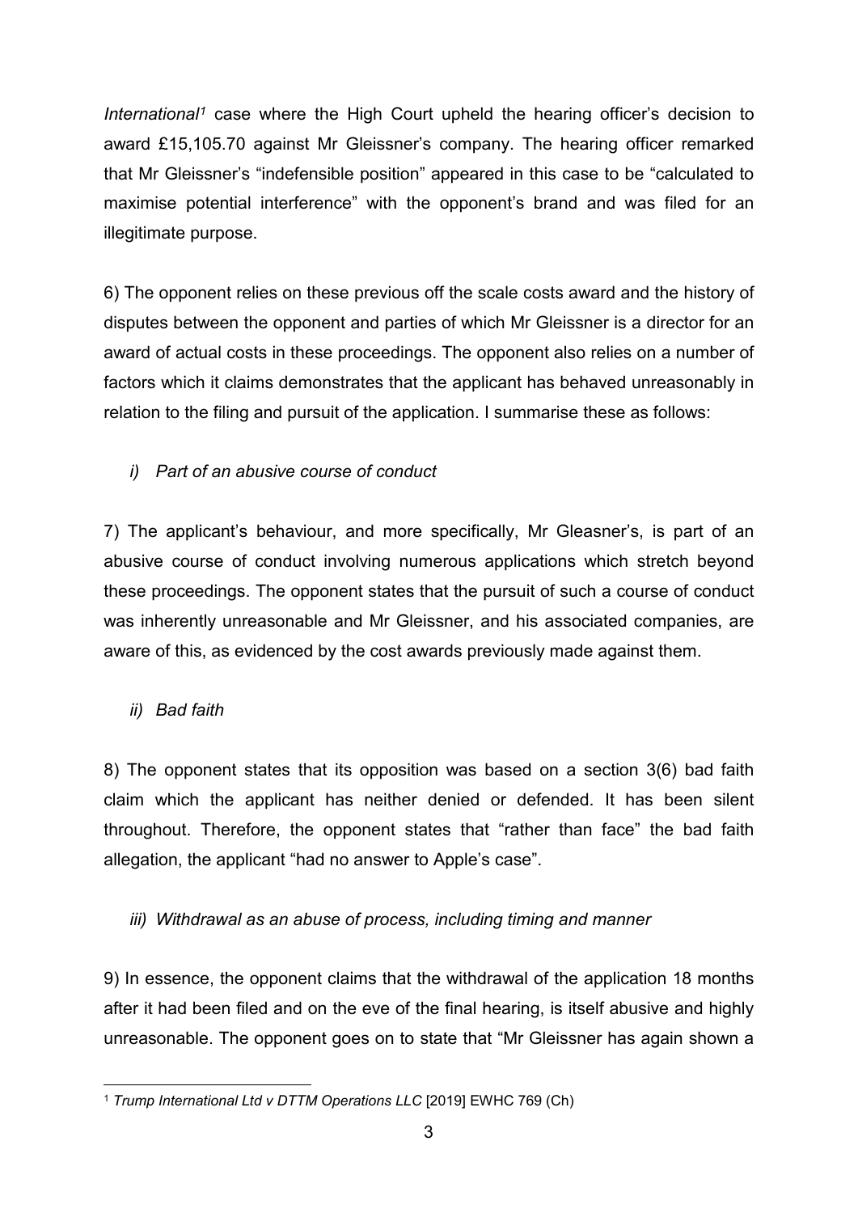*International*[1] case where the High Court upheld the hearing officer's decision to award £15,105.70 against Mr Gleissner's company. The hearing officer remarked that Mr Gleissner's "indefensible position" appeared in this case to be "calculated to maximise potential interference" with the opponent's brand and was filed for an illegitimate purpose.

6) The opponent relies on these previous off the scale costs award and the history of disputes between the opponent and parties of which Mr Gleissner is a director for an award of actual costs in these proceedings. The opponent also relies on a number of factors which it claims demonstrates that the applicant has behaved unreasonably in relation to the filing and pursuit of the application. I summarise these as follows:

*i) Part of an abusive course of conduct*

7) The applicant's behaviour, and more specifically, Mr Gleasner's, is part of an abusive course of conduct involving numerous applications which stretch beyond these proceedings. The opponent states that the pursuit of such a course of conduct was inherently unreasonable and Mr Gleissner, and his associated companies, are aware of this, as evidenced by the cost awards previously made against them.

*ii) Bad faith*

8) The opponent states that its opposition was based on a section 3(6) bad faith claim which the applicant has neither denied or defended. It has been silent throughout. Therefore, the opponent states that "rather than face" the bad faith allegation, the applicant "had no answer to Apple's case".

*iii) Withdrawal as an abuse of process, including timing and manner*

9) In essence, the opponent claims that the withdrawal of the application 18 months after it had been filed and on the eve of the final hearing, is itself abusive and highly unreasonable. The opponent goes on to state that "Mr Gleissner has again shown a

---

[1] *Trump International Ltd v DTTM Operations LLC* [2019] EWHC 769 (Ch)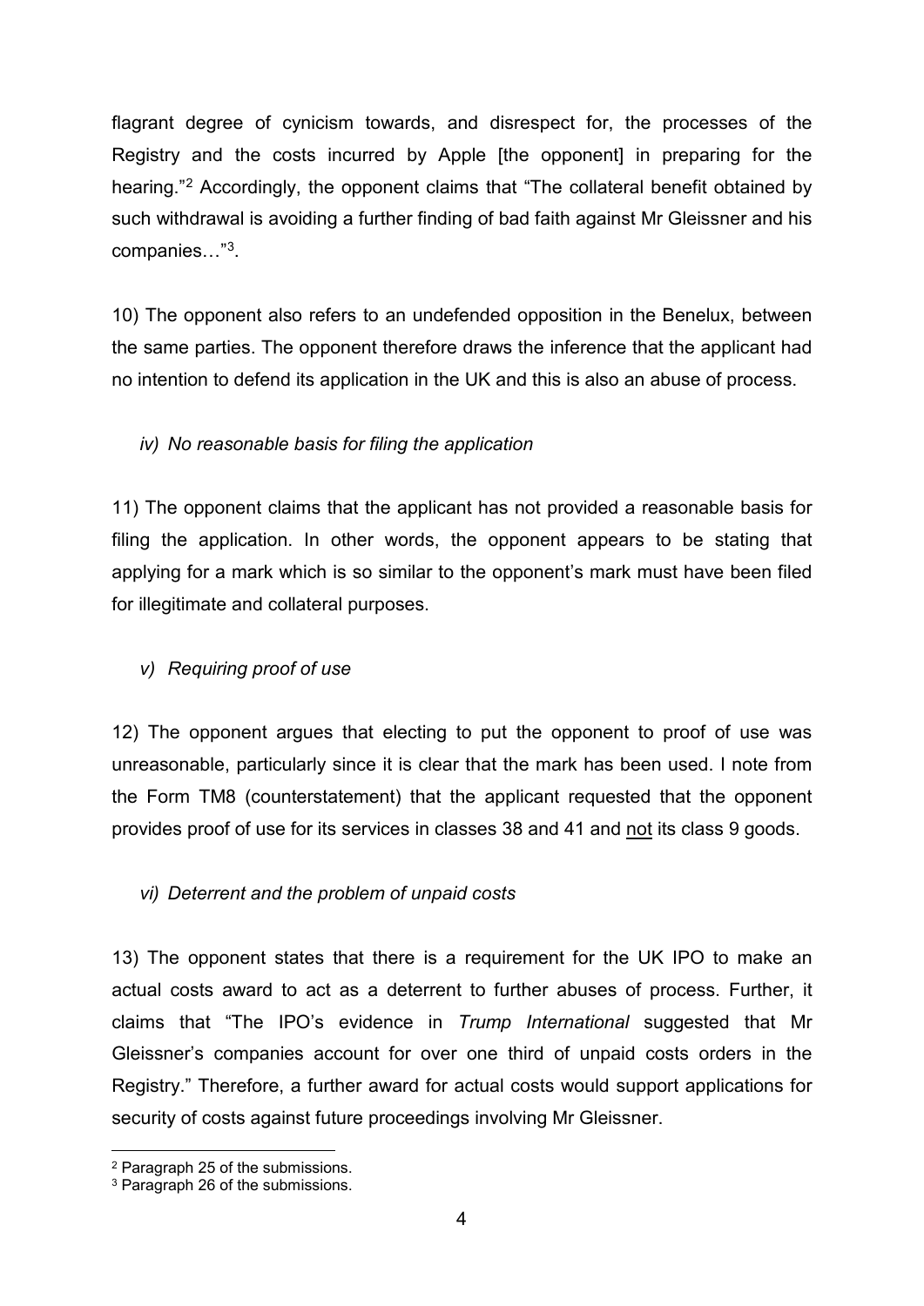flagrant degree of cynicism towards, and disrespect for, the processes of the Registry and the costs incurred by Apple [the opponent] in preparing for the hearing."[2] Accordingly, the opponent claims that "The collateral benefit obtained by such withdrawal is avoiding a further finding of bad faith against Mr Gleissner and his companies…"[3].

10) The opponent also refers to an undefended opposition in the Benelux, between the same parties. The opponent therefore draws the inference that the applicant had no intention to defend its application in the UK and this is also an abuse of process.

*iv) No reasonable basis for filing the application*

11) The opponent claims that the applicant has not provided a reasonable basis for filing the application. In other words, the opponent appears to be stating that applying for a mark which is so similar to the opponent's mark must have been filed for illegitimate and collateral purposes.

*v) Requiring proof of use*

12) The opponent argues that electing to put the opponent to proof of use was unreasonable, particularly since it is clear that the mark has been used. I note from the Form TM8 (counterstatement) that the applicant requested that the opponent provides proof of use for its services in classes 38 and 41 and <u>not</u> its class 9 goods.

*vi) Deterrent and the problem of unpaid costs*

13) The opponent states that there is a requirement for the UK IPO to make an actual costs award to act as a deterrent to further abuses of process. Further, it claims that "The IPO's evidence in *Trump International* suggested that Mr Gleissner's companies account for over one third of unpaid costs orders in the Registry." Therefore, a further award for actual costs would support applications for security of costs against future proceedings involving Mr Gleissner.

---

[2] Paragraph 25 of the submissions.
[3] Paragraph 26 of the submissions.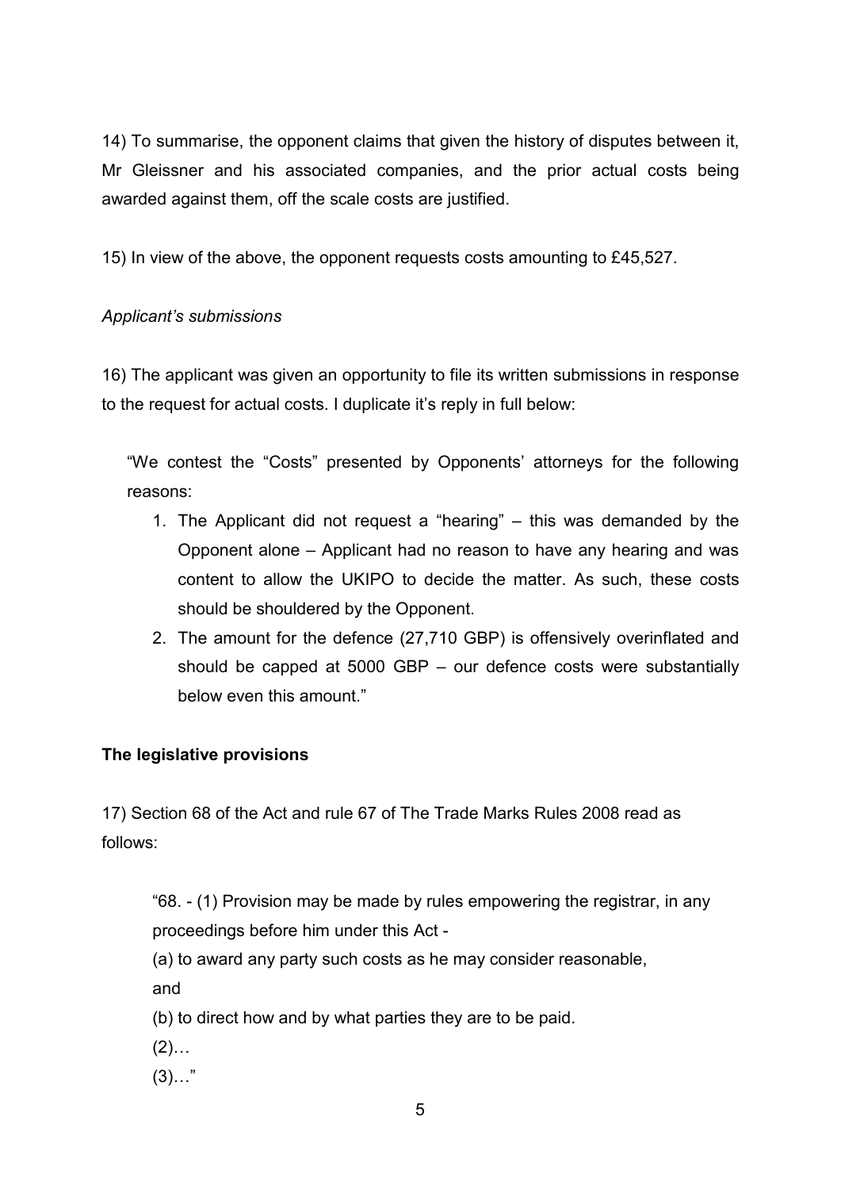14) To summarise, the opponent claims that given the history of disputes between it, Mr Gleissner and his associated companies, and the prior actual costs being awarded against them, off the scale costs are justified.

15) In view of the above, the opponent requests costs amounting to £45,527.

*Applicant's submissions*

16) The applicant was given an opportunity to file its written submissions in response to the request for actual costs. I duplicate it's reply in full below:

> "We contest the "Costs" presented by Opponents' attorneys for the following reasons:
>
> 1. The Applicant did not request a "hearing" – this was demanded by the Opponent alone – Applicant had no reason to have any hearing and was content to allow the UKIPO to decide the matter. As such, these costs should be shouldered by the Opponent.
> 2. The amount for the defence (27,710 GBP) is offensively overinflated and should be capped at 5000 GBP – our defence costs were substantially below even this amount."

**The legislative provisions**

17) Section 68 of the Act and rule 67 of The Trade Marks Rules 2008 read as follows:

> "68. - (1) Provision may be made by rules empowering the registrar, in any proceedings before him under this Act -
>
> (a) to award any party such costs as he may consider reasonable, and
>
> (b) to direct how and by what parties they are to be paid.
>
> (2)…
>
> (3)…"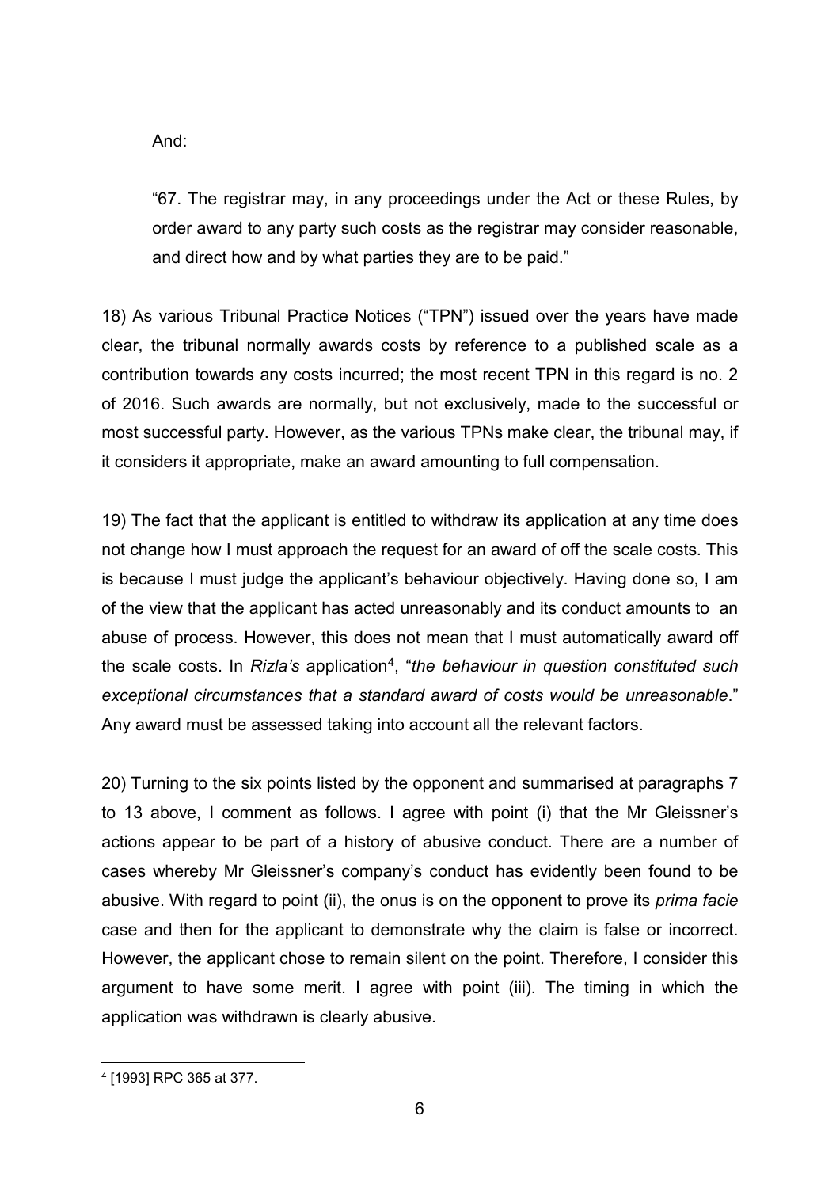And:

"67. The registrar may, in any proceedings under the Act or these Rules, by order award to any party such costs as the registrar may consider reasonable, and direct how and by what parties they are to be paid."

18) As various Tribunal Practice Notices ("TPN") issued over the years have made clear, the tribunal normally awards costs by reference to a published scale as a <u>contribution</u> towards any costs incurred; the most recent TPN in this regard is no. 2 of 2016. Such awards are normally, but not exclusively, made to the successful or most successful party. However, as the various TPNs make clear, the tribunal may, if it considers it appropriate, make an award amounting to full compensation.

19) The fact that the applicant is entitled to withdraw its application at any time does not change how I must approach the request for an award of off the scale costs. This is because I must judge the applicant's behaviour objectively. Having done so, I am of the view that the applicant has acted unreasonably and its conduct amounts to an abuse of process. However, this does not mean that I must automatically award off the scale costs. In *Rizla's* application[4], "*the behaviour in question constituted such exceptional circumstances that a standard award of costs would be unreasonable*." Any award must be assessed taking into account all the relevant factors.

20) Turning to the six points listed by the opponent and summarised at paragraphs 7 to 13 above, I comment as follows. I agree with point (i) that the Mr Gleissner's actions appear to be part of a history of abusive conduct. There are a number of cases whereby Mr Gleissner's company's conduct has evidently been found to be abusive. With regard to point (ii), the onus is on the opponent to prove its *prima facie* case and then for the applicant to demonstrate why the claim is false or incorrect. However, the applicant chose to remain silent on the point. Therefore, I consider this argument to have some merit. I agree with point (iii). The timing in which the application was withdrawn is clearly abusive.

[4] [1993] RPC 365 at 377.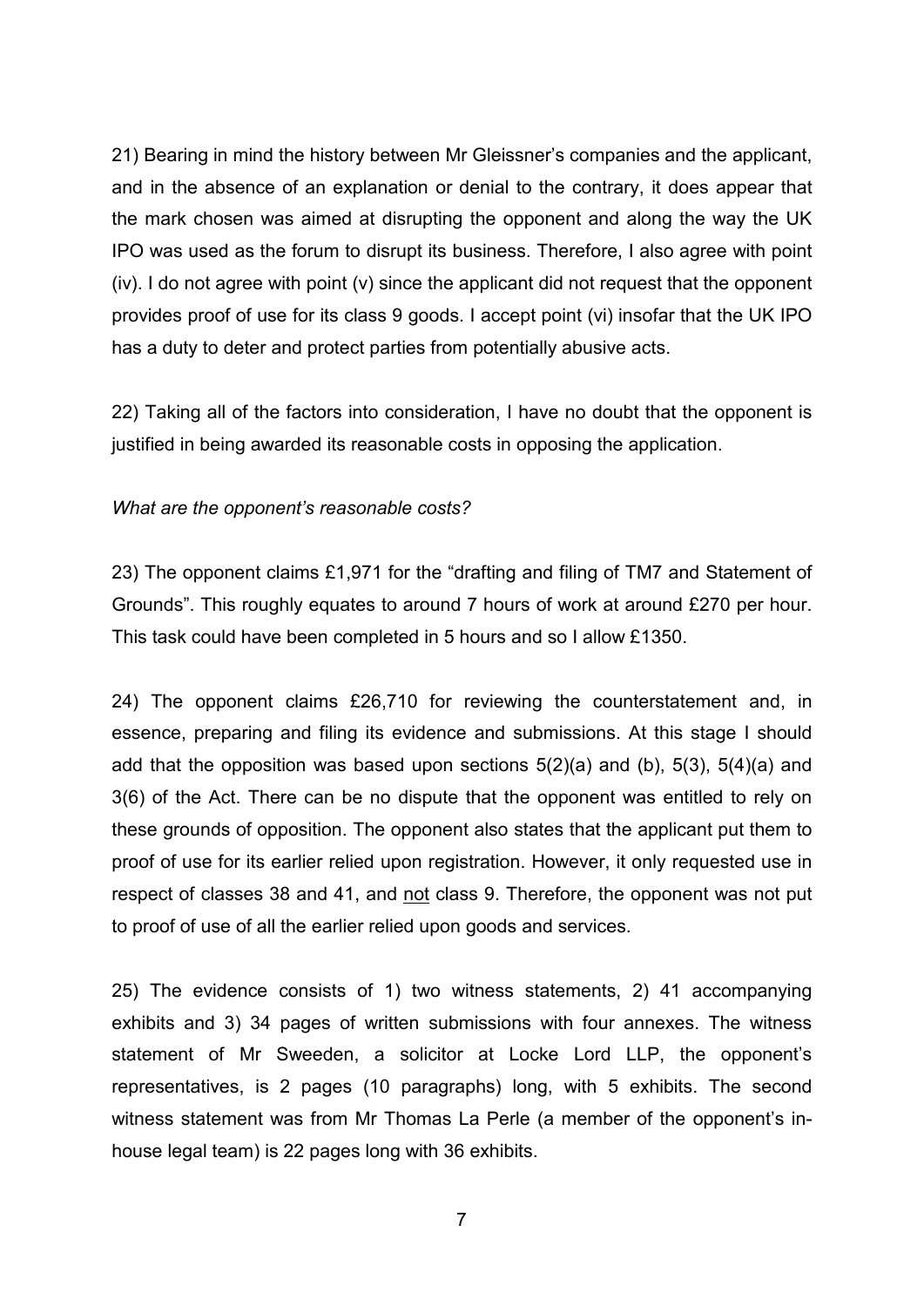21) Bearing in mind the history between Mr Gleissner's companies and the applicant, and in the absence of an explanation or denial to the contrary, it does appear that the mark chosen was aimed at disrupting the opponent and along the way the UK IPO was used as the forum to disrupt its business. Therefore, I also agree with point (iv). I do not agree with point (v) since the applicant did not request that the opponent provides proof of use for its class 9 goods. I accept point (vi) insofar that the UK IPO has a duty to deter and protect parties from potentially abusive acts.

22) Taking all of the factors into consideration, I have no doubt that the opponent is justified in being awarded its reasonable costs in opposing the application.

*What are the opponent's reasonable costs?*

23) The opponent claims £1,971 for the "drafting and filing of TM7 and Statement of Grounds". This roughly equates to around 7 hours of work at around £270 per hour. This task could have been completed in 5 hours and so I allow £1350.

24) The opponent claims £26,710 for reviewing the counterstatement and, in essence, preparing and filing its evidence and submissions. At this stage I should add that the opposition was based upon sections 5(2)(a) and (b), 5(3), 5(4)(a) and 3(6) of the Act. There can be no dispute that the opponent was entitled to rely on these grounds of opposition. The opponent also states that the applicant put them to proof of use for its earlier relied upon registration. However, it only requested use in respect of classes 38 and 41, and <u>not</u> class 9. Therefore, the opponent was not put to proof of use of all the earlier relied upon goods and services.

25) The evidence consists of 1) two witness statements, 2) 41 accompanying exhibits and 3) 34 pages of written submissions with four annexes. The witness statement of Mr Sweeden, a solicitor at Locke Lord LLP, the opponent's representatives, is 2 pages (10 paragraphs) long, with 5 exhibits. The second witness statement was from Mr Thomas La Perle (a member of the opponent's in-house legal team) is 22 pages long with 36 exhibits.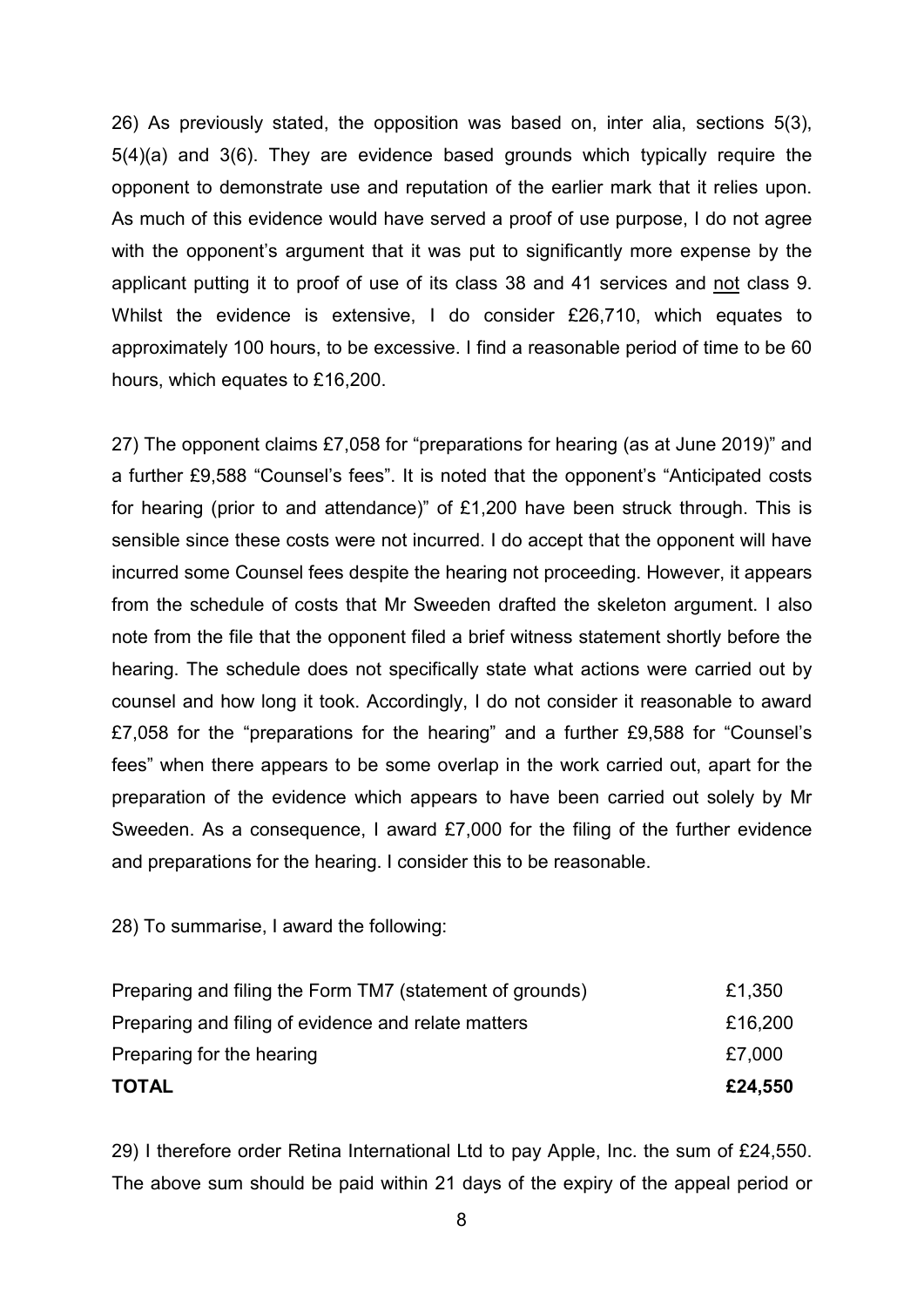26) As previously stated, the opposition was based on, inter alia, sections 5(3), 5(4)(a) and 3(6). They are evidence based grounds which typically require the opponent to demonstrate use and reputation of the earlier mark that it relies upon. As much of this evidence would have served a proof of use purpose, I do not agree with the opponent's argument that it was put to significantly more expense by the applicant putting it to proof of use of its class 38 and 41 services and not class 9. Whilst the evidence is extensive, I do consider £26,710, which equates to approximately 100 hours, to be excessive. I find a reasonable period of time to be 60 hours, which equates to £16,200.

27) The opponent claims £7,058 for "preparations for hearing (as at June 2019)" and a further £9,588 "Counsel's fees". It is noted that the opponent's "Anticipated costs for hearing (prior to and attendance)" of £1,200 have been struck through. This is sensible since these costs were not incurred. I do accept that the opponent will have incurred some Counsel fees despite the hearing not proceeding. However, it appears from the schedule of costs that Mr Sweeden drafted the skeleton argument. I also note from the file that the opponent filed a brief witness statement shortly before the hearing. The schedule does not specifically state what actions were carried out by counsel and how long it took. Accordingly, I do not consider it reasonable to award £7,058 for the "preparations for the hearing" and a further £9,588 for "Counsel's fees" when there appears to be some overlap in the work carried out, apart for the preparation of the evidence which appears to have been carried out solely by Mr Sweeden. As a consequence, I award £7,000 for the filing of the further evidence and preparations for the hearing. I consider this to be reasonable.

28) To summarise, I award the following:

| | |
|---|---|
| Preparing and filing the Form TM7 (statement of grounds) | £1,350 |
| Preparing and filing of evidence and relate matters | £16,200 |
| Preparing for the hearing | £7,000 |
| **TOTAL** | **£24,550** |

29) I therefore order Retina International Ltd to pay Apple, Inc. the sum of £24,550. The above sum should be paid within 21 days of the expiry of the appeal period or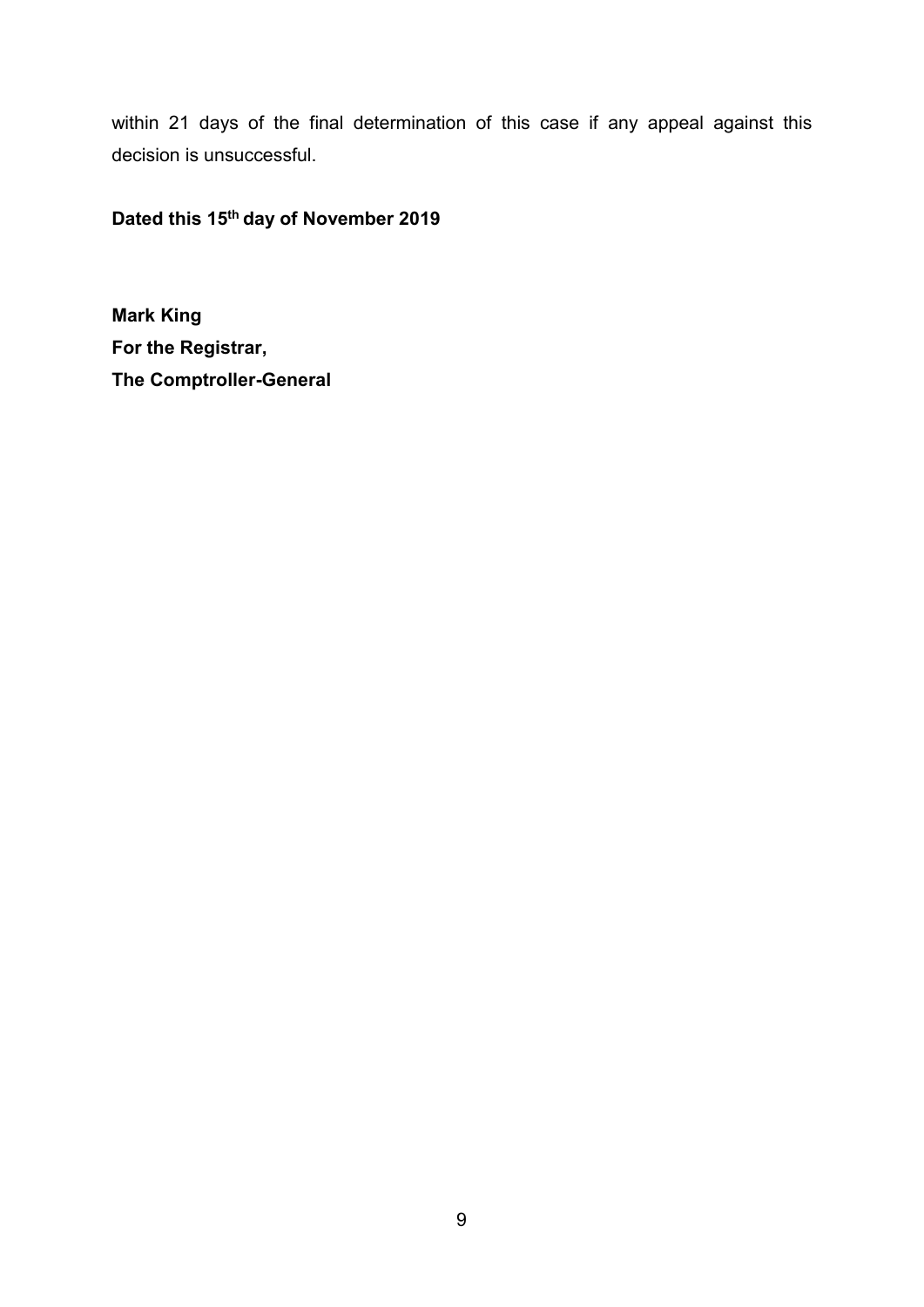within 21 days of the final determination of this case if any appeal against this decision is unsuccessful.

**Dated this 15th day of November 2019**

**Mark King**
**For the Registrar,**
**The Comptroller-General**